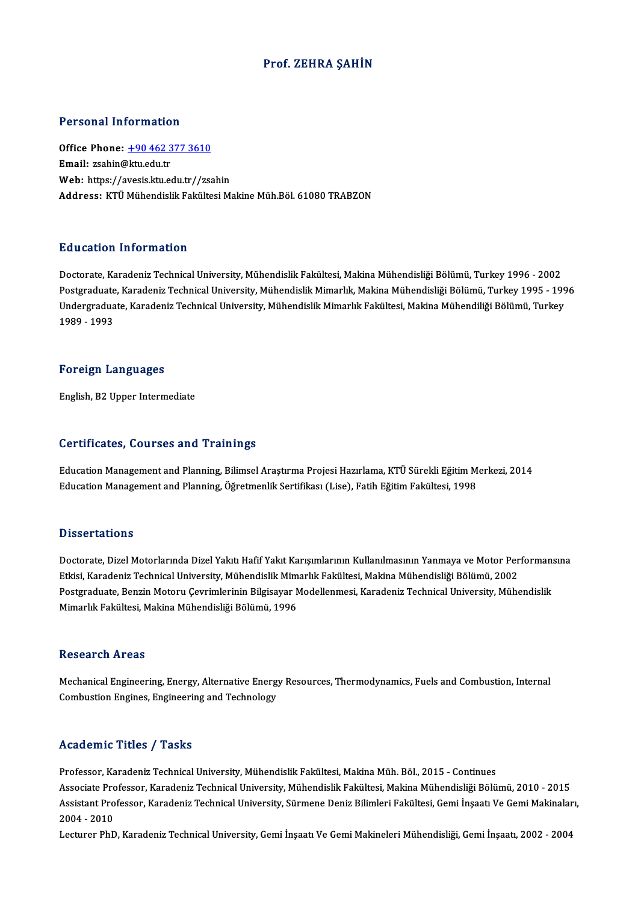# Prof. ZEHRA ŞAHİN

## Personal Information

**Office Phone:** +90 462 377 3610
**Email:** zsahin@ktu.edu.tr
**Web:** https://avesis.ktu.edu.tr//zsahin
**Address:** KTÜ Mühendislik Fakültesi Makine Müh.Böl. 61080 TRABZON

## Education Information

Doctorate, Karadeniz Technical University, Mühendislik Fakültesi, Makina Mühendisliği Bölümü, Turkey 1996 - 2002
Postgraduate, Karadeniz Technical University, Mühendislik Mimarlık, Makina Mühendisliği Bölümü, Turkey 1995 - 1996
Undergraduate, Karadeniz Technical University, Mühendislik Mimarlık Fakültesi, Makina Mühendiliği Bölümü, Turkey 1989 - 1993

## Foreign Languages

English, B2 Upper Intermediate

## Certificates, Courses and Trainings

Education Management and Planning, Bilimsel Araştırma Projesi Hazırlama, KTÜ Sürekli Eğitim Merkezi, 2014
Education Management and Planning, Öğretmenlik Sertifikası (Lise), Fatih Eğitim Fakültesi, 1998

## Dissertations

Doctorate, Dizel Motorlarında Dizel Yakıtı Hafif Yakıt Karışımlarının Kullanılmasının Yanmaya ve Motor Performansına Etkisi, Karadeniz Technical University, Mühendislik Mimarlık Fakültesi, Makina Mühendisliği Bölümü, 2002
Postgraduate, Benzin Motoru Çevrimlerinin Bilgisayar Modellenmesi, Karadeniz Technical University, Mühendislik Mimarlık Fakültesi, Makina Mühendisliği Bölümü, 1996

## Research Areas

Mechanical Engineering, Energy, Alternative Energy Resources, Thermodynamics, Fuels and Combustion, Internal Combustion Engines, Engineering and Technology

## Academic Titles / Tasks

Professor, Karadeniz Technical University, Mühendislik Fakültesi, Makina Müh. Böl., 2015 - Continues
Associate Professor, Karadeniz Technical University, Mühendislik Fakültesi, Makina Mühendisliği Bölümü, 2010 - 2015
Assistant Professor, Karadeniz Technical University, Sürmene Deniz Bilimleri Fakültesi, Gemi İnşaatı Ve Gemi Makinaları, 2004 - 2010
Lecturer PhD, Karadeniz Technical University, Gemi İnşaatı Ve Gemi Makineleri Mühendisliği, Gemi İnşaatı, 2002 - 2004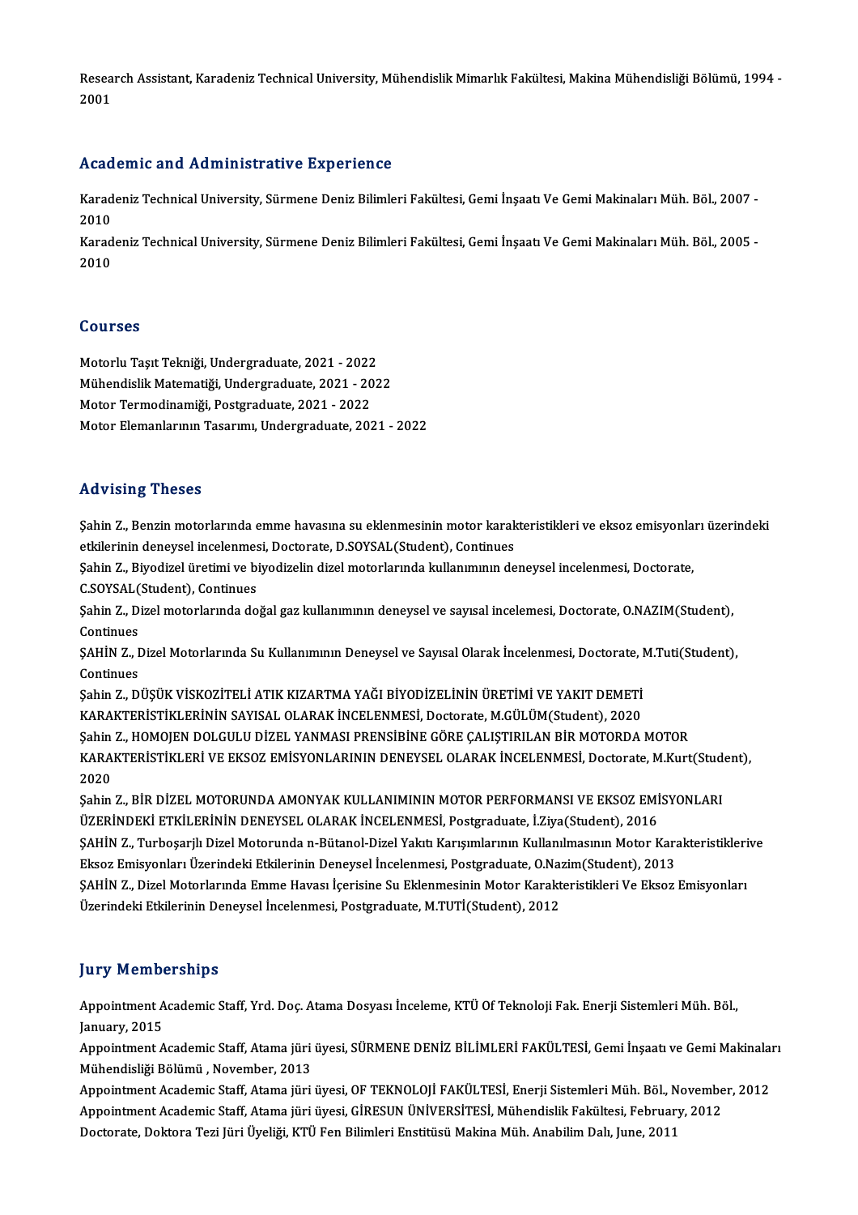Research Assistant, Karadeniz Technical University, Mühendislik Mimarlık Fakültesi, Makina Mühendisliği Bölümü, 1994 - 2001

## Academic and Administrative Experience

Karadeniz Technical University, Sürmene Deniz Bilimleri Fakültesi, Gemi İnşaatı Ve Gemi Makinaları Müh. Böl., 2007 - 2010

Karadeniz Technical University, Sürmene Deniz Bilimleri Fakültesi, Gemi İnşaatı Ve Gemi Makinaları Müh. Böl., 2005 - 2010

## Courses

Motorlu Taşıt Tekniği, Undergraduate, 2021 - 2022

Mühendislik Matematiği, Undergraduate, 2021 - 2022

Motor Termodinamiği, Postgraduate, 2021 - 2022

Motor Elemanlarının Tasarımı, Undergraduate, 2021 - 2022

## Advising Theses

Şahin Z., Benzin motorlarında emme havasına su eklenmesinin motor karakteristikleri ve eksoz emisyonları üzerindeki etkilerinin deneysel incelenmesi, Doctorate, D.SOYSAL(Student), Continues

Şahin Z., Biyodizel üretimi ve biyodizelin dizel motorlarında kullanımının deneysel incelenmesi, Doctorate, C.SOYSAL(Student), Continues

Şahin Z., Dizel motorlarında doğal gaz kullanımının deneysel ve sayısal incelemesi, Doctorate, O.NAZIM(Student), Continues

ŞAHİN Z., Dizel Motorlarında Su Kullanımının Deneysel ve Sayısal Olarak İncelenmesi, Doctorate, M.Tuti(Student), Continues

Şahin Z., DÜŞÜK VİSKOZİTELİ ATIK KIZARTMA YAĞI BİYODİZELİNİN ÜRETİMİ VE YAKIT DEMETİ KARAKTERİSTİKLERİNİN SAYISAL OLARAK İNCELENMESİ, Doctorate, M.GÜLÜM(Student), 2020

Şahin Z., HOMOJEN DOLGULU DİZEL YANMASI PRENSİBİNE GÖRE ÇALIŞTIRILAN BİR MOTORDA MOTOR KARAKTERİSTİKLERİ VE EKSOZ EMİSYONLARININ DENEYSEL OLARAK İNCELENMESİ, Doctorate, M.Kurt(Student), 2020

Şahin Z., BİR DİZEL MOTORUNDA AMONYAK KULLANIMININ MOTOR PERFORMANSI VE EKSOZ EMİSYONLARI ÜZERİNDEKİ ETKİLERİNİN DENEYSEL OLARAK İNCELENMESİ, Postgraduate, İ.Ziya(Student), 2016

ŞAHİN Z., Turboşarjlı Dizel Motorunda n-Bütanol-Dizel Yakıtı Karışımlarının Kullanılmasının Motor Karakteristiklerive Eksoz Emisyonları Üzerindeki Etkilerinin Deneysel İncelenmesi, Postgraduate, O.Nazim(Student), 2013

ŞAHİN Z., Dizel Motorlarında Emme Havası İçerisine Su Eklenmesinin Motor Karakteristikleri Ve Eksoz Emisyonları Üzerindeki Etkilerinin Deneysel İncelenmesi, Postgraduate, M.TUTİ(Student), 2012

## Jury Memberships

Appointment Academic Staff, Yrd. Doç. Atama Dosyası İnceleme, KTÜ Of Teknoloji Fak. Enerji Sistemleri Müh. Böl., January, 2015

Appointment Academic Staff, Atama jüri üyesi, SÜRMENE DENİZ BİLİMLERİ FAKÜLTESİ, Gemi İnşaatı ve Gemi Makinaları Mühendisliği Bölümü , November, 2013

Appointment Academic Staff, Atama jüri üyesi, OF TEKNOLOJİ FAKÜLTESİ, Enerji Sistemleri Müh. Böl., November, 2012

Appointment Academic Staff, Atama jüri üyesi, GİRESUN ÜNİVERSİTESİ, Mühendislik Fakültesi, February, 2012

Doctorate, Doktora Tezi Jüri Üyeliği, KTÜ Fen Bilimleri Enstitüsü Makina Müh. Anabilim Dalı, June, 2011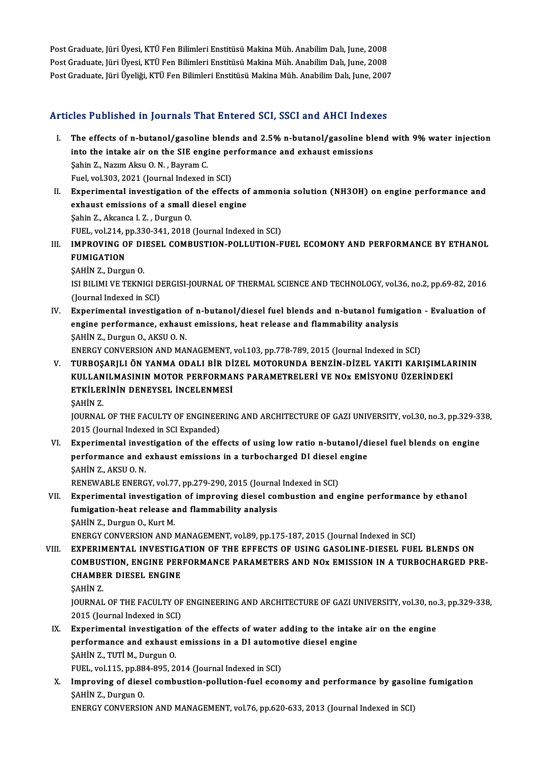Post Graduate, Jüri Üyesi, KTÜ Fen Bilimleri Enstitüsü Makina Müh. Anabilim Dalı, June, 2008
Post Graduate, Jüri Üyesi, KTÜ Fen Bilimleri Enstitüsü Makina Müh. Anabilim Dalı, June, 2008
Post Graduate, Jüri Üyeliği, KTÜ Fen Bilimleri Enstitüsü Makina Müh. Anabilim Dalı, June, 2007

## Articles Published in Journals That Entered SCI, SSCI and AHCI Indexes

I. **The effects of n-butanol/gasoline blends and 2.5% n-butanol/gasoline blend with 9% water injection into the intake air on the SIE engine performance and exhaust emissions**
Şahin Z., Nazım Aksu O. N. , Bayram C.
Fuel, vol.303, 2021 (Journal Indexed in SCI)

II. **Experimental investigation of the effects of ammonia solution (NH3OH) on engine performance and exhaust emissions of a small diesel engine**
Şahin Z., Akcanca I. Z. , Durgun O.
FUEL, vol.214, pp.330-341, 2018 (Journal Indexed in SCI)

III. **IMPROVING OF DIESEL COMBUSTION-POLLUTION-FUEL ECOMONY AND PERFORMANCE BY ETHANOL FUMIGATION**
ŞAHİN Z., Durgun O.
ISI BILIMI VE TEKNIGI DERGISI-JOURNAL OF THERMAL SCIENCE AND TECHNOLOGY, vol.36, no.2, pp.69-82, 2016 (Journal Indexed in SCI)

IV. **Experimental investigation of n-butanol/diesel fuel blends and n-butanol fumigation - Evaluation of engine performance, exhaust emissions, heat release and flammability analysis**
ŞAHİN Z., Durgun O., AKSU O. N.
ENERGY CONVERSION AND MANAGEMENT, vol.103, pp.778-789, 2015 (Journal Indexed in SCI)

V. **TURBOŞARJLI ÖN YANMA ODALI BİR DİZEL MOTORUNDA BENZİN-DİZEL YAKITI KARIŞIMLARININ KULLANILMASININ MOTOR PERFORMANS PARAMETRELERİ VE NOx EMİSYONU ÜZERİNDEKİ ETKİLERİNİN DENEYSEL İNCELENMESİ**
ŞAHİN Z.
JOURNAL OF THE FACULTY OF ENGINEERING AND ARCHITECTURE OF GAZI UNIVERSITY, vol.30, no.3, pp.329-338, 2015 (Journal Indexed in SCI Expanded)

VI. **Experimental investigation of the effects of using low ratio n-butanol/diesel fuel blends on engine performance and exhaust emissions in a turbocharged DI diesel engine**
ŞAHİN Z., AKSU O. N.
RENEWABLE ENERGY, vol.77, pp.279-290, 2015 (Journal Indexed in SCI)

VII. **Experimental investigation of improving diesel combustion and engine performance by ethanol fumigation-heat release and flammability analysis**
ŞAHİN Z., Durgun O., Kurt M.
ENERGY CONVERSION AND MANAGEMENT, vol.89, pp.175-187, 2015 (Journal Indexed in SCI)

VIII. **EXPERIMENTAL INVESTIGATION OF THE EFFECTS OF USING GASOLINE-DIESEL FUEL BLENDS ON COMBUSTION, ENGINE PERFORMANCE PARAMETERS AND NOx EMISSION IN A TURBOCHARGED PRE-CHAMBER DIESEL ENGINE**
ŞAHİN Z.
JOURNAL OF THE FACULTY OF ENGINEERING AND ARCHITECTURE OF GAZI UNIVERSITY, vol.30, no.3, pp.329-338, 2015 (Journal Indexed in SCI)

IX. **Experimental investigation of the effects of water adding to the intake air on the engine performance and exhaust emissions in a DI automotive diesel engine**
ŞAHİN Z., TUTİ M., Durgun O.
FUEL, vol.115, pp.884-895, 2014 (Journal Indexed in SCI)

X. **Improving of diesel combustion-pollution-fuel economy and performance by gasoline fumigation**
ŞAHİN Z., Durgun O.
ENERGY CONVERSION AND MANAGEMENT, vol.76, pp.620-633, 2013 (Journal Indexed in SCI)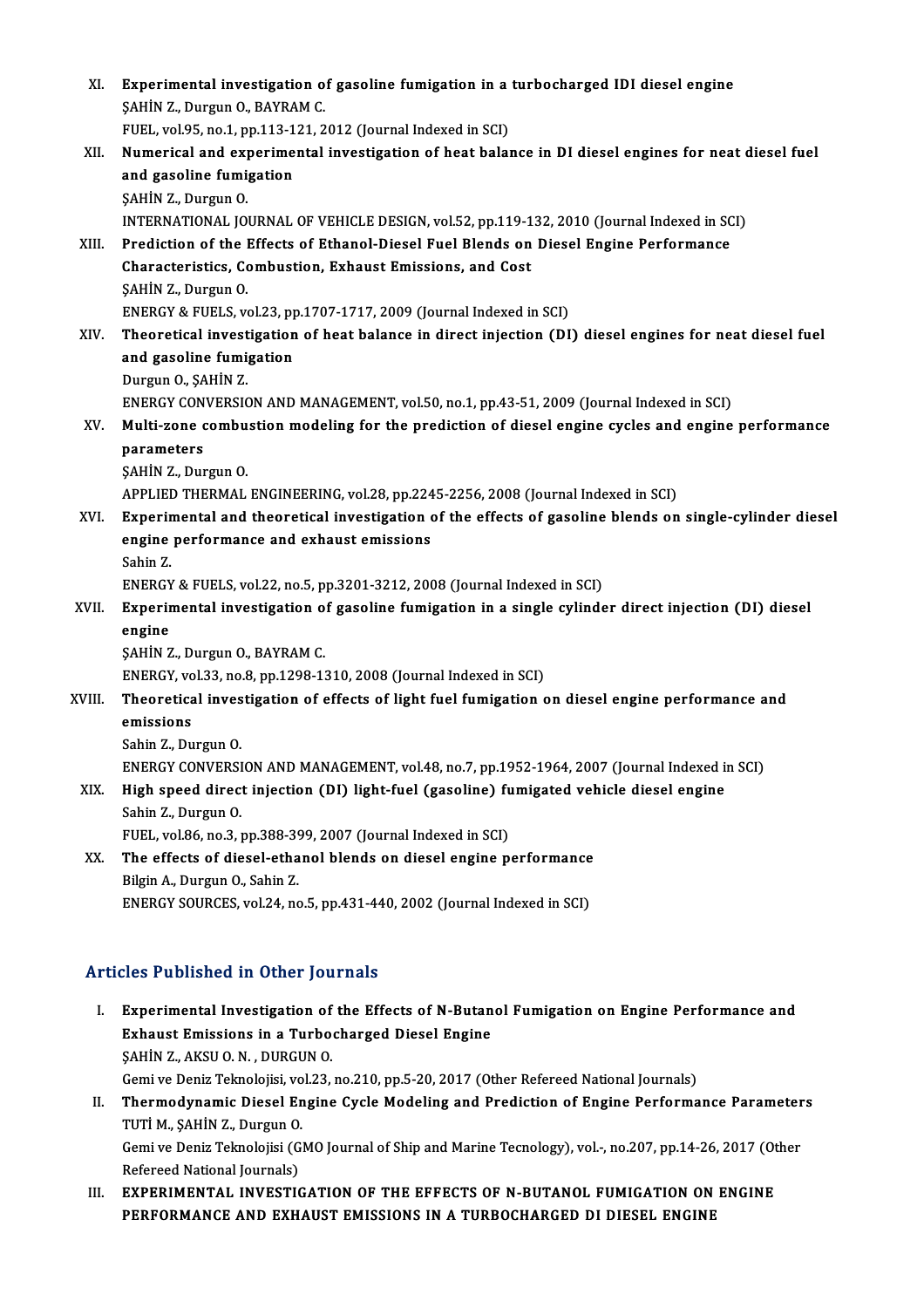XI. **Experimental investigation of gasoline fumigation in a turbocharged IDI diesel engine**
ŞAHİN Z., Durgun O., BAYRAM C.
FUEL, vol.95, no.1, pp.113-121, 2012 (Journal Indexed in SCI)

XII. **Numerical and experimental investigation of heat balance in DI diesel engines for neat diesel fuel and gasoline fumigation**
ŞAHİN Z., Durgun O.
INTERNATIONAL JOURNAL OF VEHICLE DESIGN, vol.52, pp.119-132, 2010 (Journal Indexed in SCI)

XIII. **Prediction of the Effects of Ethanol-Diesel Fuel Blends on Diesel Engine Performance Characteristics, Combustion, Exhaust Emissions, and Cost**
ŞAHİN Z., Durgun O.
ENERGY & FUELS, vol.23, pp.1707-1717, 2009 (Journal Indexed in SCI)

XIV. **Theoretical investigation of heat balance in direct injection (DI) diesel engines for neat diesel fuel and gasoline fumigation**
Durgun O., ŞAHİN Z.
ENERGY CONVERSION AND MANAGEMENT, vol.50, no.1, pp.43-51, 2009 (Journal Indexed in SCI)

XV. **Multi-zone combustion modeling for the prediction of diesel engine cycles and engine performance parameters**
ŞAHİN Z., Durgun O.
APPLIED THERMAL ENGINEERING, vol.28, pp.2245-2256, 2008 (Journal Indexed in SCI)

XVI. **Experimental and theoretical investigation of the effects of gasoline blends on single-cylinder diesel engine performance and exhaust emissions**
Sahin Z.
ENERGY & FUELS, vol.22, no.5, pp.3201-3212, 2008 (Journal Indexed in SCI)

XVII. **Experimental investigation of gasoline fumigation in a single cylinder direct injection (DI) diesel engine**
ŞAHİN Z., Durgun O., BAYRAM C.
ENERGY, vol.33, no.8, pp.1298-1310, 2008 (Journal Indexed in SCI)

XVIII. **Theoretical investigation of effects of light fuel fumigation on diesel engine performance and emissions**
Sahin Z., Durgun O.
ENERGY CONVERSION AND MANAGEMENT, vol.48, no.7, pp.1952-1964, 2007 (Journal Indexed in SCI)

XIX. **High speed direct injection (DI) light-fuel (gasoline) fumigated vehicle diesel engine**
Sahin Z., Durgun O.
FUEL, vol.86, no.3, pp.388-399, 2007 (Journal Indexed in SCI)

XX. **The effects of diesel-ethanol blends on diesel engine performance**
Bilgin A., Durgun O., Sahin Z.
ENERGY SOURCES, vol.24, no.5, pp.431-440, 2002 (Journal Indexed in SCI)

## Articles Published in Other Journals

I. **Experimental Investigation of the Effects of N-Butanol Fumigation on Engine Performance and Exhaust Emissions in a Turbocharged Diesel Engine**
ŞAHİN Z., AKSU O. N. , DURGUN O.
Gemi ve Deniz Teknolojisi, vol.23, no.210, pp.5-20, 2017 (Other Refereed National Journals)

II. **Thermodynamic Diesel Engine Cycle Modeling and Prediction of Engine Performance Parameters**
TUTİ M., ŞAHİN Z., Durgun O.
Gemi ve Deniz Teknolojisi (GMO Journal of Ship and Marine Tecnology), vol.-, no.207, pp.14-26, 2017 (Other Refereed National Journals)

III. **EXPERIMENTAL INVESTIGATION OF THE EFFECTS OF N-BUTANOL FUMIGATION ON ENGINE PERFORMANCE AND EXHAUST EMISSIONS IN A TURBOCHARGED DI DIESEL ENGINE**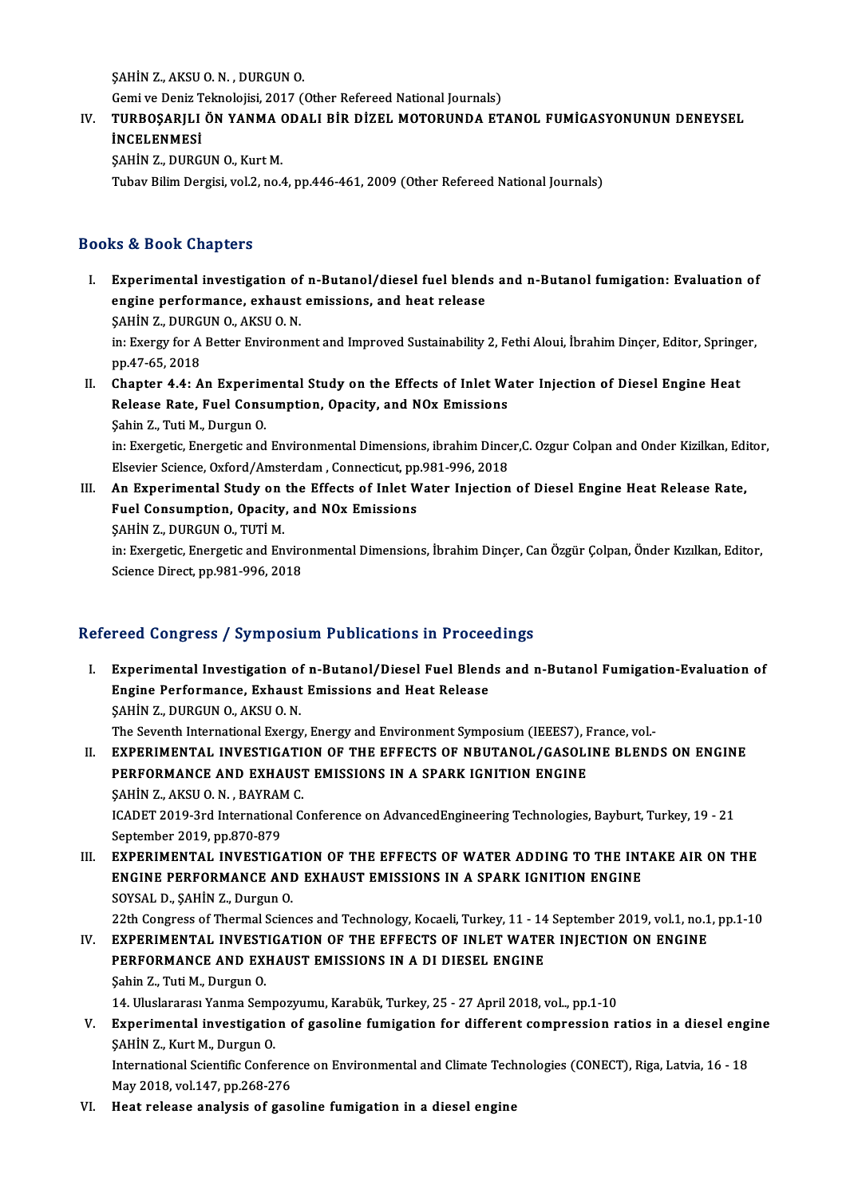ŞAHİN Z., AKSU O. N. , DURGUN O.
Gemi ve Deniz Teknolojisi, 2017 (Other Refereed National Journals)

IV. **TURBOŞARJLI ÖN YANMA ODALI BİR DİZEL MOTORUNDA ETANOL FUMİGASYONUNUN DENEYSEL İNCELENMESİ**
ŞAHİN Z., DURGUN O., Kurt M.
Tubav Bilim Dergisi, vol.2, no.4, pp.446-461, 2009 (Other Refereed National Journals)

## Books & Book Chapters

I. **Experimental investigation of n-Butanol/diesel fuel blends and n-Butanol fumigation: Evaluation of engine performance, exhaust emissions, and heat release**
ŞAHİN Z., DURGUN O., AKSU O. N.
in: Exergy for A Better Environment and Improved Sustainability 2, Fethi Aloui, İbrahim Dinçer, Editor, Springer, pp.47-65, 2018

II. **Chapter 4.4: An Experimental Study on the Effects of Inlet Water Injection of Diesel Engine Heat Release Rate, Fuel Consumption, Opacity, and NOx Emissions**
Şahin Z., Tuti M., Durgun O.
in: Exergetic, Energetic and Environmental Dimensions, ibrahim Dincer,C. Ozgur Colpan and Onder Kizilkan, Editor, Elsevier Science, Oxford/Amsterdam , Connecticut, pp.981-996, 2018

III. **An Experimental Study on the Effects of Inlet Water Injection of Diesel Engine Heat Release Rate, Fuel Consumption, Opacity, and NOx Emissions**
ŞAHİN Z., DURGUN O., TUTİ M.
in: Exergetic, Energetic and Environmental Dimensions, İbrahim Dinçer, Can Özgür Çolpan, Önder Kızılkan, Editor, Science Direct, pp.981-996, 2018

## Refereed Congress / Symposium Publications in Proceedings

I. **Experimental Investigation of n-Butanol/Diesel Fuel Blends and n-Butanol Fumigation-Evaluation of Engine Performance, Exhaust Emissions and Heat Release**
ŞAHİN Z., DURGUN O., AKSU O. N.
The Seventh International Exergy, Energy and Environment Symposium (IEEES7), France, vol.-

II. **EXPERIMENTAL INVESTIGATION OF THE EFFECTS OF NBUTANOL/GASOLINE BLENDS ON ENGINE PERFORMANCE AND EXHAUST EMISSIONS IN A SPARK IGNITION ENGINE**
ŞAHİN Z., AKSU O. N. , BAYRAM C.
ICADET 2019-3rd International Conference on AdvancedEngineering Technologies, Bayburt, Turkey, 19 - 21 September 2019, pp.870-879

III. **EXPERIMENTAL INVESTIGATION OF THE EFFECTS OF WATER ADDING TO THE INTAKE AIR ON THE ENGINE PERFORMANCE AND EXHAUST EMISSIONS IN A SPARK IGNITION ENGINE**
SOYSAL D., ŞAHİN Z., Durgun O.
22th Congress of Thermal Sciences and Technology, Kocaeli, Turkey, 11 - 14 September 2019, vol.1, no.1, pp.1-10

IV. **EXPERIMENTAL INVESTIGATION OF THE EFFECTS OF INLET WATER INJECTION ON ENGINE PERFORMANCE AND EXHAUST EMISSIONS IN A DI DIESEL ENGINE**
Şahin Z., Tuti M., Durgun O.
14. Uluslararası Yanma Sempozyumu, Karabük, Turkey, 25 - 27 April 2018, vol., pp.1-10

V. **Experimental investigation of gasoline fumigation for different compression ratios in a diesel engine**
ŞAHİN Z., Kurt M., Durgun O.
International Scientific Conference on Environmental and Climate Technologies (CONECT), Riga, Latvia, 16 - 18 May 2018, vol.147, pp.268-276

VI. **Heat release analysis of gasoline fumigation in a diesel engine**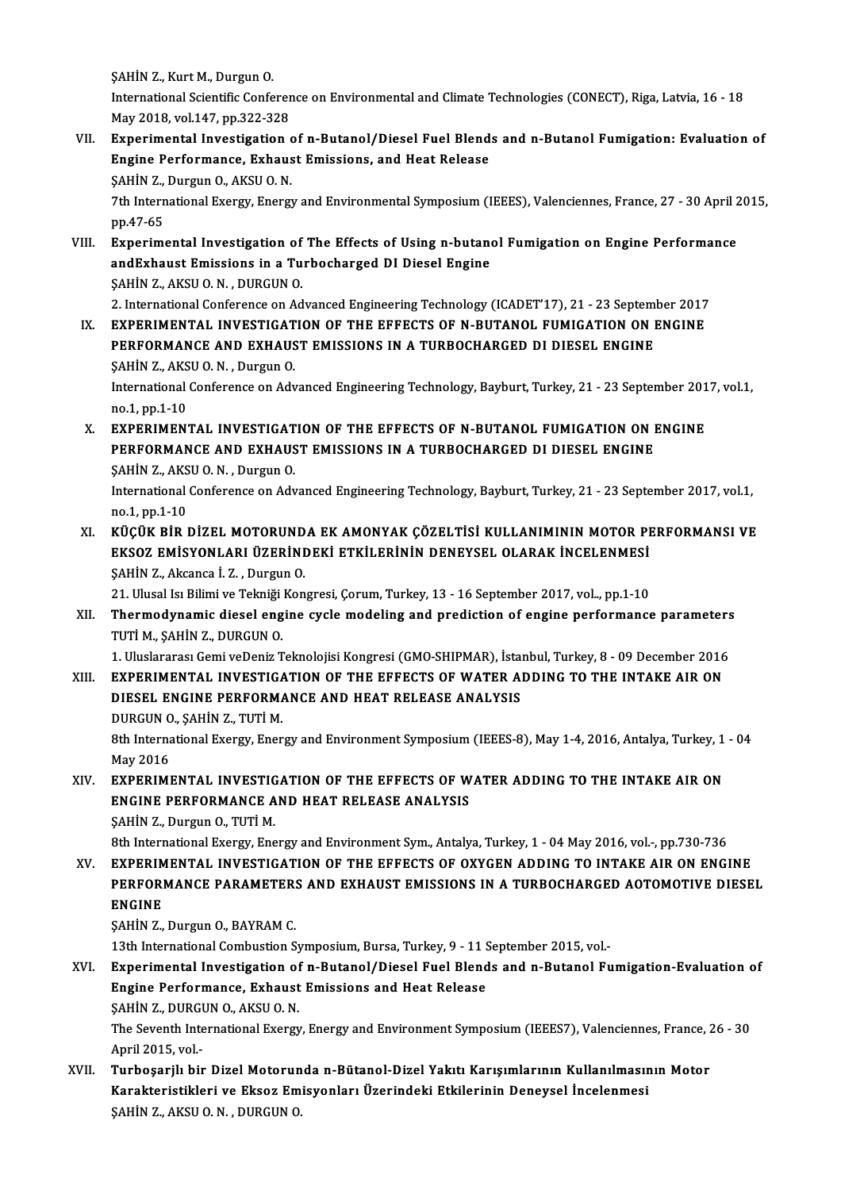ŞAHİN Z., Kurt M., Durgun O.

International Scientific Conference on Environmental and Climate Technologies (CONECT), Riga, Latvia, 16 - 18 May 2018, vol.147, pp.322-328

VII. **Experimental Investigation of n-Butanol/Diesel Fuel Blends and n-Butanol Fumigation: Evaluation of Engine Performance, Exhaust Emissions, and Heat Release**

ŞAHİN Z., Durgun O., AKSU O. N.

7th International Exergy, Energy and Environmental Symposium (IEEES), Valenciennes, France, 27 - 30 April 2015, pp.47-65

VIII. **Experimental Investigation of The Effects of Using n-butanol Fumigation on Engine Performance andExhaust Emissions in a Turbocharged DI Diesel Engine**

ŞAHİN Z., AKSU O. N. , DURGUN O.

2. International Conference on Advanced Engineering Technology (ICADET'17), 21 - 23 September 2017

IX. **EXPERIMENTAL INVESTIGATION OF THE EFFECTS OF N-BUTANOL FUMIGATION ON ENGINE PERFORMANCE AND EXHAUST EMISSIONS IN A TURBOCHARGED DI DIESEL ENGINE**

ŞAHİN Z., AKSU O. N. , Durgun O.

International Conference on Advanced Engineering Technology, Bayburt, Turkey, 21 - 23 September 2017, vol.1, no.1, pp.1-10

X. **EXPERIMENTAL INVESTIGATION OF THE EFFECTS OF N-BUTANOL FUMIGATION ON ENGINE PERFORMANCE AND EXHAUST EMISSIONS IN A TURBOCHARGED DI DIESEL ENGINE**

ŞAHİN Z., AKSU O. N. , Durgun O.

International Conference on Advanced Engineering Technology, Bayburt, Turkey, 21 - 23 September 2017, vol.1, no.1, pp.1-10

XI. **KÜÇÜK BİR DİZEL MOTORUNDA EK AMONYAK ÇÖZELTİSİ KULLANIMININ MOTOR PERFORMANSI VE EKSOZ EMİSYONLARI ÜZERİNDEKİ ETKİLERİNİN DENEYSEL OLARAK İNCELENMESİ**

ŞAHİN Z., Akcanca İ. Z. , Durgun O.

21. Ulusal Isı Bilimi ve Tekniği Kongresi, Çorum, Turkey, 13 - 16 September 2017, vol., pp.1-10

XII. **Thermodynamic diesel engine cycle modeling and prediction of engine performance parameters**

TUTİ M., ŞAHİN Z., DURGUN O.

1. Uluslararası Gemi veDeniz Teknolojisi Kongresi (GMO-SHIPMAR), İstanbul, Turkey, 8 - 09 December 2016

XIII. **EXPERIMENTAL INVESTIGATION OF THE EFFECTS OF WATER ADDING TO THE INTAKE AIR ON DIESEL ENGINE PERFORMANCE AND HEAT RELEASE ANALYSIS**

DURGUN O., ŞAHİN Z., TUTİ M.

8th International Exergy, Energy and Environment Symposium (IEEES-8), May 1-4, 2016, Antalya, Turkey, 1 - 04 May 2016

XIV. **EXPERIMENTAL INVESTIGATION OF THE EFFECTS OF WATER ADDING TO THE INTAKE AIR ON ENGINE PERFORMANCE AND HEAT RELEASE ANALYSIS**

ŞAHİN Z., Durgun O., TUTİ M.

8th International Exergy, Energy and Environment Sym., Antalya, Turkey, 1 - 04 May 2016, vol.-, pp.730-736

XV. **EXPERIMENTAL INVESTIGATION OF THE EFFECTS OF OXYGEN ADDING TO INTAKE AIR ON ENGINE PERFORMANCE PARAMETERS AND EXHAUST EMISSIONS IN A TURBOCHARGED AOTOMOTIVE DIESEL ENGINE**

ŞAHİN Z., Durgun O., BAYRAM C.

13th International Combustion Symposium, Bursa, Turkey, 9 - 11 September 2015, vol.-

XVI. **Experimental Investigation of n-Butanol/Diesel Fuel Blends and n-Butanol Fumigation-Evaluation of Engine Performance, Exhaust Emissions and Heat Release**

ŞAHİN Z., DURGUN O., AKSU O. N.

The Seventh International Exergy, Energy and Environment Symposium (IEEES7), Valenciennes, France, 26 - 30 April 2015, vol.-

XVII. **Turboşarjlı bir Dizel Motorunda n-Bütanol-Dizel Yakıtı Karışımlarının Kullanılmasının Motor Karakteristikleri ve Eksoz Emisyonları Üzerindeki Etkilerinin Deneysel İncelenmesi**

ŞAHİN Z., AKSU O. N. , DURGUN O.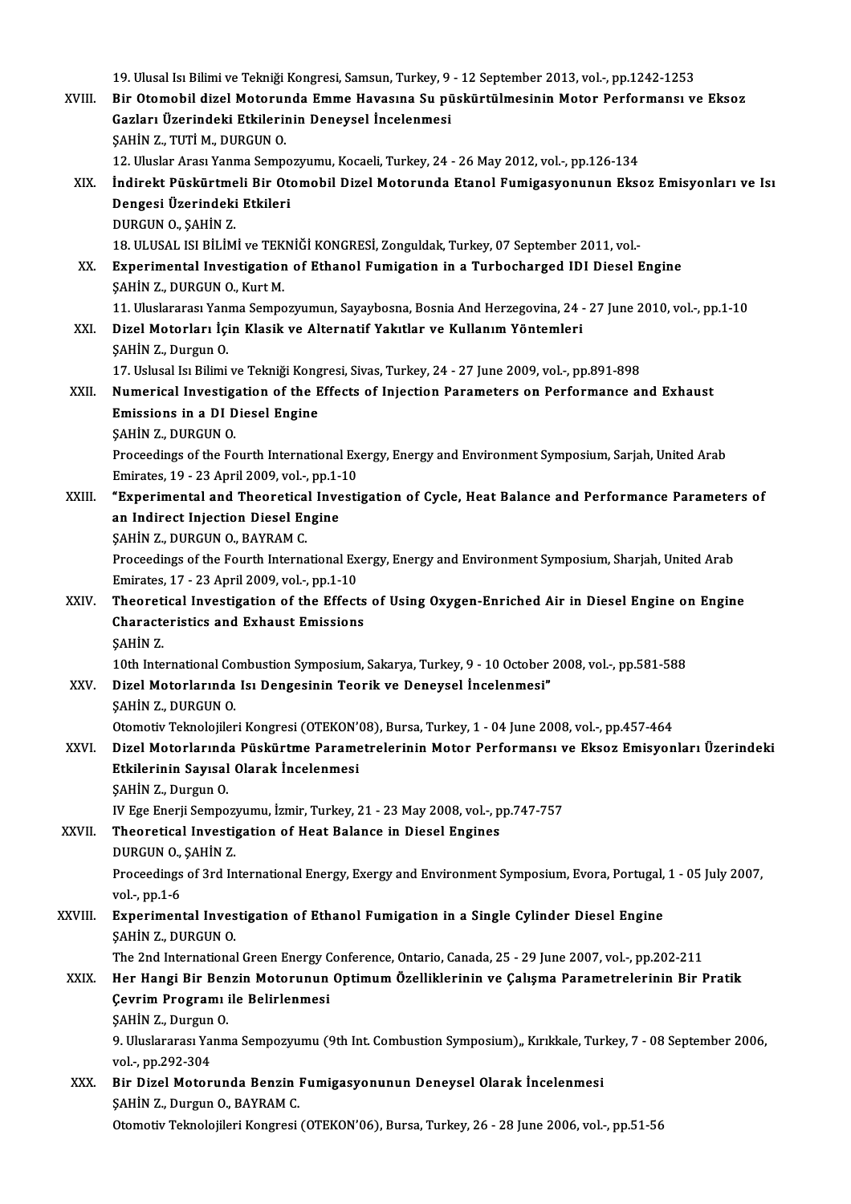19. Ulusal Isı Bilimi ve Tekniği Kongresi, Samsun, Turkey, 9 - 12 September 2013, vol.-, pp.1242-1253

XVIII. **Bir Otomobil dizel Motorunda Emme Havasına Su püskürtülmesinin Motor Performansı ve Eksoz Gazları Üzerindeki Etkilerinin Deneysel İncelenmesi**
ŞAHİN Z., TUTİ M., DURGUN O.
12. Uluslar Arası Yanma Sempozyumu, Kocaeli, Turkey, 24 - 26 May 2012, vol.-, pp.126-134

XIX. **İndirekt Püskürtmeli Bir Otomobil Dizel Motorunda Etanol Fumigasyonunun Eksoz Emisyonları ve Isı Dengesi Üzerindeki Etkileri**
DURGUN O., ŞAHİN Z.
18. ULUSAL ISI BİLİMİ ve TEKNİĞİ KONGRESİ, Zonguldak, Turkey, 07 September 2011, vol.-

XX. **Experimental Investigation of Ethanol Fumigation in a Turbocharged IDI Diesel Engine**
ŞAHİN Z., DURGUN O., Kurt M.
11. Uluslararası Yanma Sempozyumun, Sayaybosna, Bosnia And Herzegovina, 24 - 27 June 2010, vol.-, pp.1-10

XXI. **Dizel Motorları İçin Klasik ve Alternatif Yakıtlar ve Kullanım Yöntemleri**
ŞAHİN Z., Durgun O.
17. Uslusal Isı Bilimi ve Tekniği Kongresi, Sivas, Turkey, 24 - 27 June 2009, vol.-, pp.891-898

XXII. **Numerical Investigation of the Effects of Injection Parameters on Performance and Exhaust Emissions in a DI Diesel Engine**
ŞAHİN Z., DURGUN O.
Proceedings of the Fourth International Exergy, Energy and Environment Symposium, Sarjah, United Arab Emirates, 19 - 23 April 2009, vol.-, pp.1-10

XXIII. **"Experimental and Theoretical Investigation of Cycle, Heat Balance and Performance Parameters of an Indirect Injection Diesel Engine**
ŞAHİN Z., DURGUN O., BAYRAM C.
Proceedings of the Fourth International Exergy, Energy and Environment Symposium, Sharjah, United Arab Emirates, 17 - 23 April 2009, vol.-, pp.1-10

XXIV. **Theoretical Investigation of the Effects of Using Oxygen-Enriched Air in Diesel Engine on Engine Characteristics and Exhaust Emissions**
ŞAHİN Z.
10th International Combustion Symposium, Sakarya, Turkey, 9 - 10 October 2008, vol.-, pp.581-588

XXV. **Dizel Motorlarında Isı Dengesinin Teorik ve Deneysel İncelenmesi"**
ŞAHİN Z., DURGUN O.
Otomotiv Teknolojileri Kongresi (OTEKON'08), Bursa, Turkey, 1 - 04 June 2008, vol.-, pp.457-464

XXVI. **Dizel Motorlarında Püskürtme Parametrelerinin Motor Performansı ve Eksoz Emisyonları Üzerindeki Etkilerinin Sayısal Olarak İncelenmesi**
ŞAHİN Z., Durgun O.
IV Ege Enerji Sempozyumu, İzmir, Turkey, 21 - 23 May 2008, vol.-, pp.747-757

XXVII. **Theoretical Investigation of Heat Balance in Diesel Engines**
DURGUN O., ŞAHİN Z.
Proceedings of 3rd International Energy, Exergy and Environment Symposium, Evora, Portugal, 1 - 05 July 2007, vol.-, pp.1-6

XXVIII. **Experimental Investigation of Ethanol Fumigation in a Single Cylinder Diesel Engine**
ŞAHİN Z., DURGUN O.
The 2nd International Green Energy Conference, Ontario, Canada, 25 - 29 June 2007, vol.-, pp.202-211

XXIX. **Her Hangi Bir Benzin Motorunun Optimum Özelliklerinin ve Çalışma Parametrelerinin Bir Pratik Çevrim Programı ile Belirlenmesi**
ŞAHİN Z., Durgun O.
9. Uluslararası Yanma Sempozyumu (9th Int. Combustion Symposium),, Kırıkkale, Turkey, 7 - 08 September 2006, vol.-, pp.292-304

XXX. **Bir Dizel Motorunda Benzin Fumigasyonunun Deneysel Olarak İncelenmesi**
ŞAHİN Z., Durgun O., BAYRAM C.
Otomotiv Teknolojileri Kongresi (OTEKON'06), Bursa, Turkey, 26 - 28 June 2006, vol.-, pp.51-56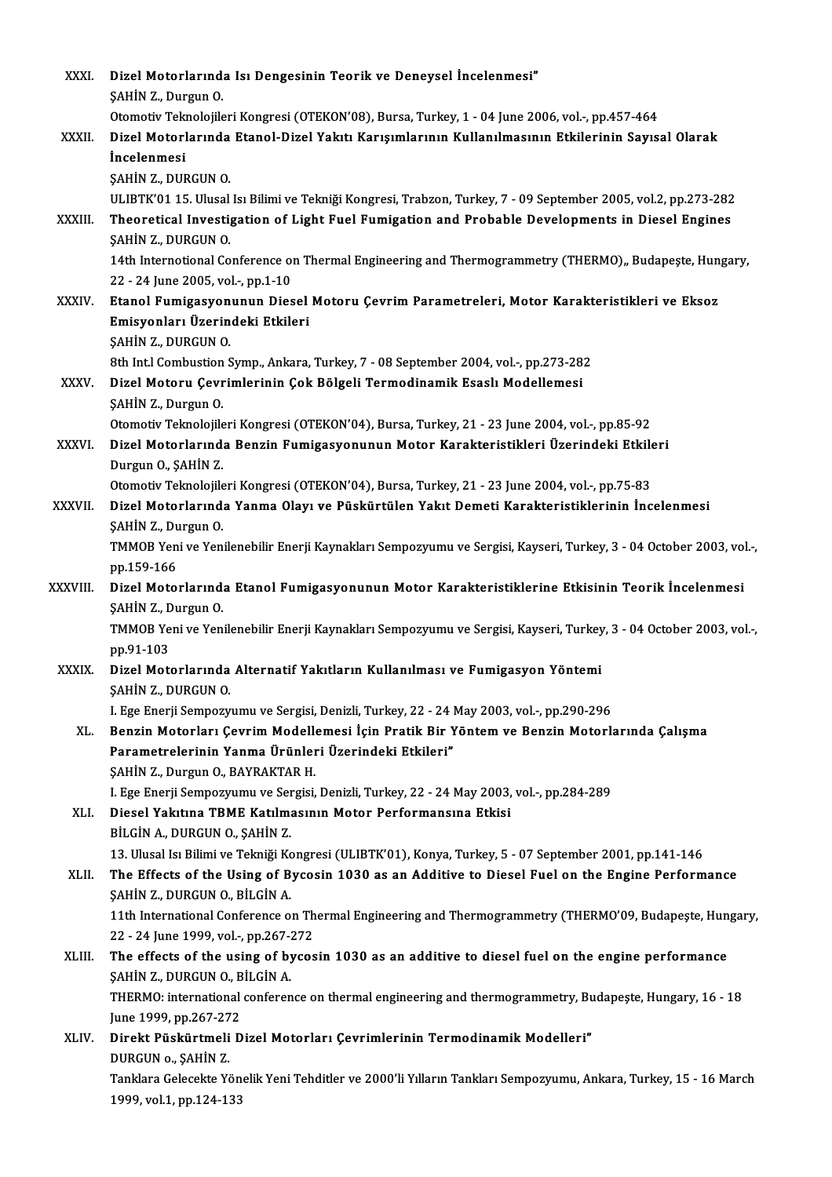XXXI. **Dizel Motorlarında Isı Dengesinin Teorik ve Deneysel İncelenmesi"**
ŞAHİN Z., Durgun O.
Otomotiv Teknolojileri Kongresi (OTEKON'08), Bursa, Turkey, 1 - 04 June 2006, vol.-, pp.457-464

XXXII. **Dizel Motorlarında Etanol-Dizel Yakıtı Karışımlarının Kullanılmasının Etkilerinin Sayısal Olarak İncelenmesi**
ŞAHİN Z., DURGUN O.
ULIBTK'01 15. Ulusal Isı Bilimi ve Tekniği Kongresi, Trabzon, Turkey, 7 - 09 September 2005, vol.2, pp.273-282

XXXIII. **Theoretical Investigation of Light Fuel Fumigation and Probable Developments in Diesel Engines**
ŞAHİN Z., DURGUN O.
14th Internotional Conference on Thermal Engineering and Thermogrammetry (THERMO),, Budapeşte, Hungary, 22 - 24 June 2005, vol.-, pp.1-10

XXXIV. **Etanol Fumigasyonunun Diesel Motoru Çevrim Parametreleri, Motor Karakteristikleri ve Eksoz Emisyonları Üzerindeki Etkileri**
ŞAHİN Z., DURGUN O.
8th Int.l Combustion Symp., Ankara, Turkey, 7 - 08 September 2004, vol.-, pp.273-282

XXXV. **Dizel Motoru Çevrimlerinin Çok Bölgeli Termodinamik Esaslı Modellemesi**
ŞAHİN Z., Durgun O.
Otomotiv Teknolojileri Kongresi (OTEKON'04), Bursa, Turkey, 21 - 23 June 2004, vol.-, pp.85-92

XXXVI. **Dizel Motorlarında Benzin Fumigasyonunun Motor Karakteristikleri Üzerindeki Etkileri**
Durgun O., ŞAHİN Z.
Otomotiv Teknolojileri Kongresi (OTEKON'04), Bursa, Turkey, 21 - 23 June 2004, vol.-, pp.75-83

XXXVII. **Dizel Motorlarında Yanma Olayı ve Püskürtülen Yakıt Demeti Karakteristiklerinin İncelenmesi**
ŞAHİN Z., Durgun O.
TMMOB Yeni ve Yenilenebilir Enerji Kaynakları Sempozyumu ve Sergisi, Kayseri, Turkey, 3 - 04 October 2003, vol.-, pp.159-166

XXXVIII. **Dizel Motorlarında Etanol Fumigasyonunun Motor Karakteristiklerine Etkisinin Teorik İncelenmesi**
ŞAHİN Z., Durgun O.
TMMOB Yeni ve Yenilenebilir Enerji Kaynakları Sempozyumu ve Sergisi, Kayseri, Turkey, 3 - 04 October 2003, vol.-, pp.91-103

XXXIX. **Dizel Motorlarında Alternatif Yakıtların Kullanılması ve Fumigasyon Yöntemi**
ŞAHİN Z., DURGUN O.
I. Ege Enerji Sempozyumu ve Sergisi, Denizli, Turkey, 22 - 24 May 2003, vol.-, pp.290-296

XL. **Benzin Motorları Çevrim Modellemesi İçin Pratik Bir Yöntem ve Benzin Motorlarında Çalışma Parametrelerinin Yanma Ürünleri Üzerindeki Etkileri"**
ŞAHİN Z., Durgun O., BAYRAKTAR H.
I. Ege Enerji Sempozyumu ve Sergisi, Denizli, Turkey, 22 - 24 May 2003, vol.-, pp.284-289

XLI. **Diesel Yakıtına TBME Katılmasının Motor Performansına Etkisi**
BİLGİN A., DURGUN O., ŞAHİN Z.
13. Ulusal Isı Bilimi ve Tekniği Kongresi (ULIBTK'01), Konya, Turkey, 5 - 07 September 2001, pp.141-146

XLII. **The Effects of the Using of Bycosin 1030 as an Additive to Diesel Fuel on the Engine Performance**
ŞAHİN Z., DURGUN O., BİLGİN A.
11th International Conference on Thermal Engineering and Thermogrammetry (THERMO'09, Budapeşte, Hungary, 22 - 24 June 1999, vol.-, pp.267-272

XLIII. **The effects of the using of bycosin 1030 as an additive to diesel fuel on the engine performance**
ŞAHİN Z., DURGUN O., BİLGİN A.
THERMO: international conference on thermal engineering and thermogrammetry, Budapeşte, Hungary, 16 - 18 June 1999, pp.267-272

XLIV. **Direkt Püskürtmeli Dizel Motorları Çevrimlerinin Termodinamik Modelleri"**
DURGUN o., ŞAHİN Z.
Tanklara Gelecekte Yönelik Yeni Tehditler ve 2000'li Yılların Tankları Sempozyumu, Ankara, Turkey, 15 - 16 March 1999, vol.1, pp.124-133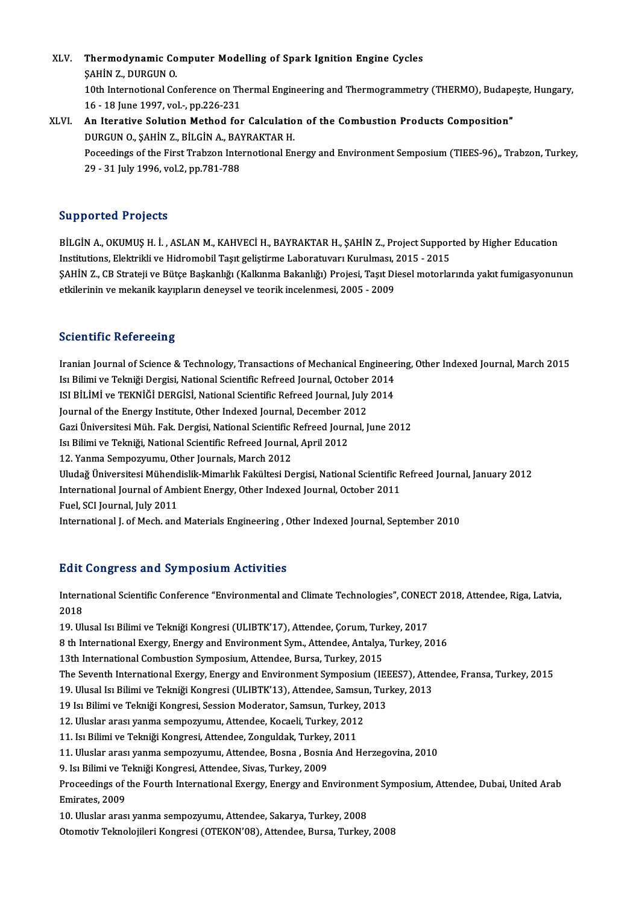XLV. **Thermodynamic Computer Modelling of Spark Ignition Engine Cycles**
ŞAHİN Z., DURGUN O.
10th Internotional Conference on Thermal Engineering and Thermogrammetry (THERMO), Budapeşte, Hungary, 16 - 18 June 1997, vol.-, pp.226-231

XLVI. **An Iterative Solution Method for Calculation of the Combustion Products Composition"**
DURGUN O., ŞAHİN Z., BİLGİN A., BAYRAKTAR H.
Poceedings of the First Trabzon Internotional Energy and Environment Semposium (TIEES-96),, Trabzon, Turkey, 29 - 31 July 1996, vol.2, pp.781-788

## Supported Projects

BİLGİN A., OKUMUŞ H. İ. , ASLAN M., KAHVECİ H., BAYRAKTAR H., ŞAHİN Z., Project Supported by Higher Education Institutions, Elektrikli ve Hidromobil Taşıt geliştirme Laboratuvarı Kurulması, 2015 - 2015

ŞAHİN Z., CB Strateji ve Bütçe Başkanlığı (Kalkınma Bakanlığı) Projesi, Taşıt Diesel motorlarında yakıt fumigasyonunun etkilerinin ve mekanik kayıpların deneysel ve teorik incelenmesi, 2005 - 2009

## Scientific Refereeing

Iranian Journal of Science & Technology, Transactions of Mechanical Engineering, Other Indexed Journal, March 2015
Isı Bilimi ve Tekniği Dergisi, National Scientific Refreed Journal, October 2014
ISI BİLİMİ ve TEKNİĞİ DERGİSİ, National Scientific Refreed Journal, July 2014
Journal of the Energy Institute, Other Indexed Journal, December 2012
Gazi Üniversitesi Müh. Fak. Dergisi, National Scientific Refreed Journal, June 2012
Isı Bilimi ve Tekniği, National Scientific Refreed Journal, April 2012
12. Yanma Sempozyumu, Other Journals, March 2012
Uludağ Üniversitesi Mühendislik-Mimarlık Fakültesi Dergisi, National Scientific Refreed Journal, January 2012
International Journal of Ambient Energy, Other Indexed Journal, October 2011
Fuel, SCI Journal, July 2011
International J. of Mech. and Materials Engineering , Other Indexed Journal, September 2010

## Edit Congress and Symposium Activities

International Scientific Conference "Environmental and Climate Technologies", CONECT 2018, Attendee, Riga, Latvia, 2018
19. Ulusal Isı Bilimi ve Tekniği Kongresi (ULIBTK'17), Attendee, Çorum, Turkey, 2017
8 th International Exergy, Energy and Environment Sym., Attendee, Antalya, Turkey, 2016
13th International Combustion Symposium, Attendee, Bursa, Turkey, 2015
The Seventh International Exergy, Energy and Environment Symposium (IEEES7), Attendee, Fransa, Turkey, 2015
19. Ulusal Isı Bilimi ve Tekniği Kongresi (ULIBTK'13), Attendee, Samsun, Turkey, 2013
19 Isı Bilimi ve Tekniği Kongresi, Session Moderator, Samsun, Turkey, 2013
12. Uluslar arası yanma sempozyumu, Attendee, Kocaeli, Turkey, 2012
11. Isı Bilimi ve Tekniği Kongresi, Attendee, Zonguldak, Turkey, 2011
11. Uluslar arası yanma sempozyumu, Attendee, Bosna , Bosnia And Herzegovina, 2010
9. Isı Bilimi ve Tekniği Kongresi, Attendee, Sivas, Turkey, 2009
Proceedings of the Fourth International Exergy, Energy and Environment Symposium, Attendee, Dubai, United Arab Emirates, 2009
10. Uluslar arası yanma sempozyumu, Attendee, Sakarya, Turkey, 2008
Otomotiv Teknolojileri Kongresi (OTEKON'08), Attendee, Bursa, Turkey, 2008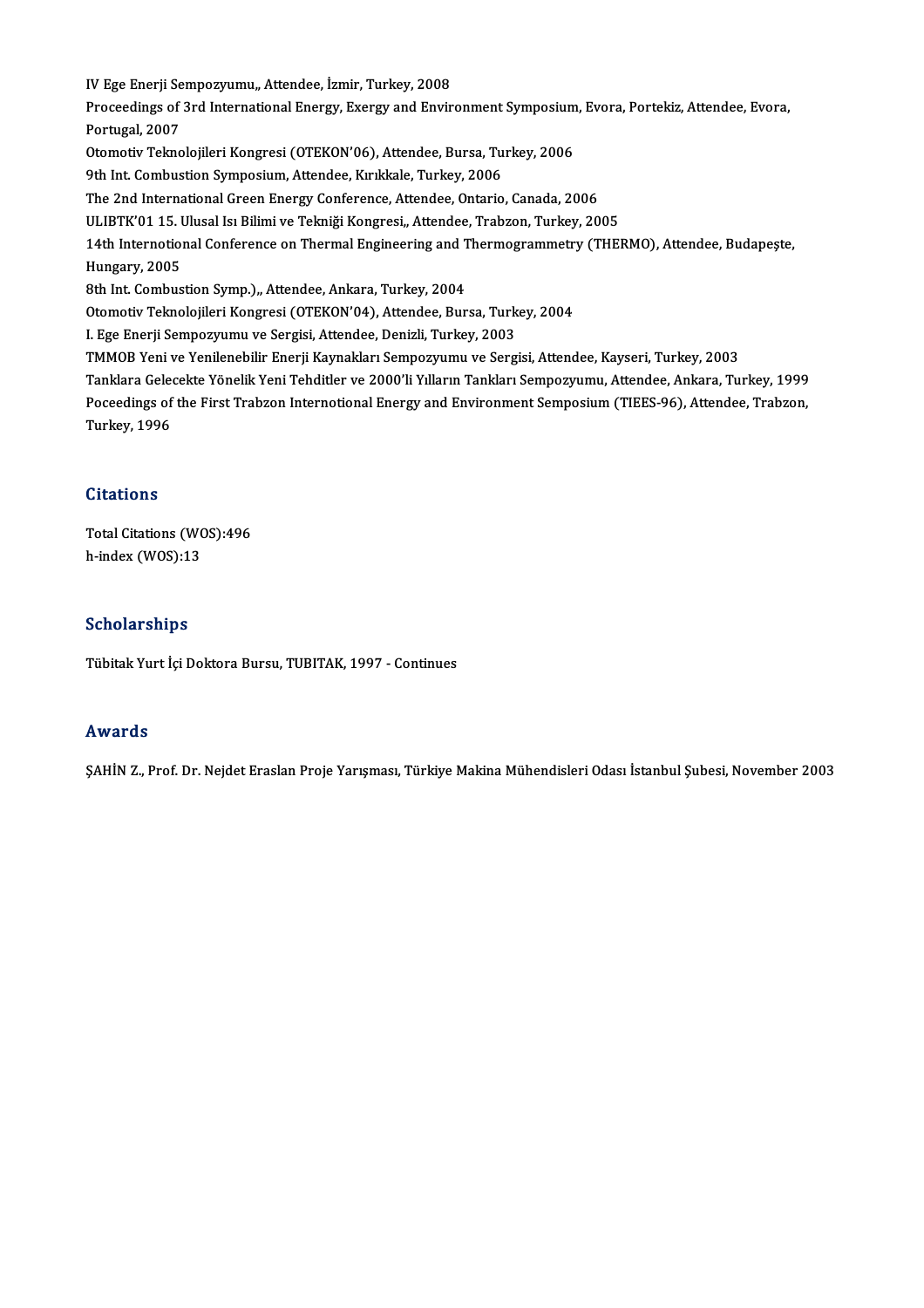IV Ege Enerji Sempozyumu,, Attendee, İzmir, Turkey, 2008

Proceedings of 3rd International Energy, Exergy and Environment Symposium, Evora, Portekiz, Attendee, Evora, Portugal, 2007

Otomotiv Teknolojileri Kongresi (OTEKON'06), Attendee, Bursa, Turkey, 2006

9th Int. Combustion Symposium, Attendee, Kırıkkale, Turkey, 2006

The 2nd International Green Energy Conference, Attendee, Ontario, Canada, 2006

ULIBTK'01 15. Ulusal Isı Bilimi ve Tekniği Kongresi,, Attendee, Trabzon, Turkey, 2005

14th Internotional Conference on Thermal Engineering and Thermogrammetry (THERMO), Attendee, Budapeşte, Hungary, 2005

8th Int. Combustion Symp.),, Attendee, Ankara, Turkey, 2004

Otomotiv Teknolojileri Kongresi (OTEKON'04), Attendee, Bursa, Turkey, 2004

I. Ege Enerji Sempozyumu ve Sergisi, Attendee, Denizli, Turkey, 2003

TMMOB Yeni ve Yenilenebilir Enerji Kaynakları Sempozyumu ve Sergisi, Attendee, Kayseri, Turkey, 2003

Tanklara Gelecekte Yönelik Yeni Tehditler ve 2000'li Yılların Tankları Sempozyumu, Attendee, Ankara, Turkey, 1999

Poceedings of the First Trabzon Internotional Energy and Environment Semposium (TIEES-96), Attendee, Trabzon, Turkey, 1996

## Citations

Total Citations (WOS):496

h-index (WOS):13

## Scholarships

Tübitak Yurt İçi Doktora Bursu, TUBITAK, 1997 - Continues

## Awards

ŞAHİN Z., Prof. Dr. Nejdet Eraslan Proje Yarışması, Türkiye Makina Mühendisleri Odası İstanbul Şubesi, November 2003